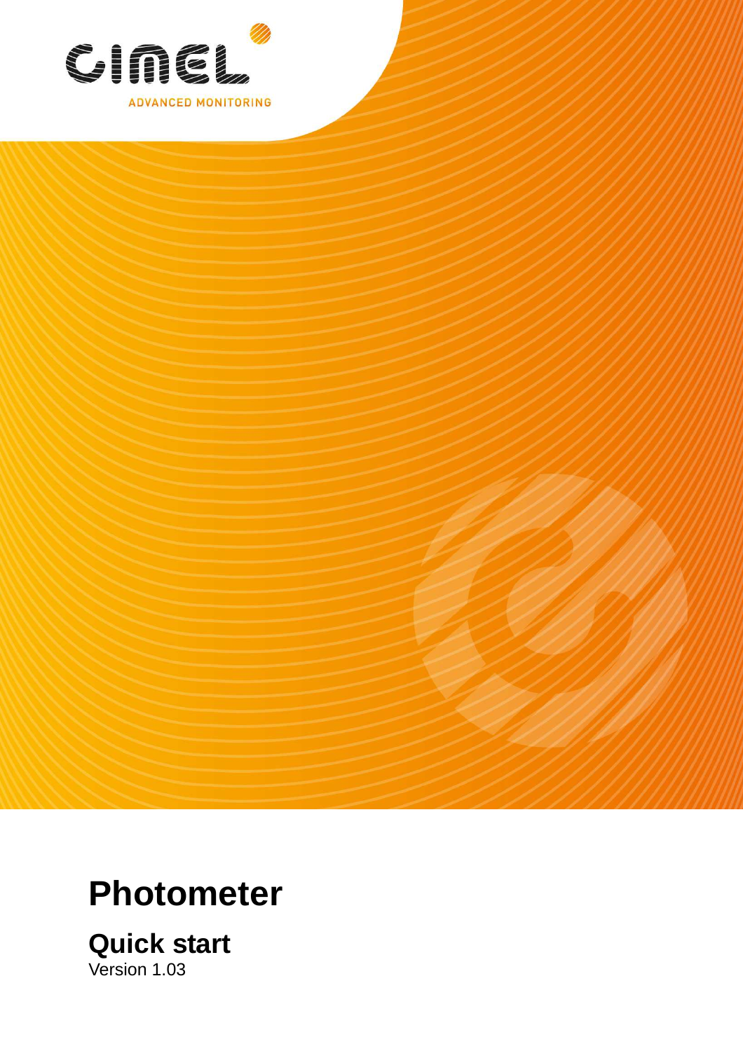CIMEL

ADVANCED MONITORING

# Photometer

## Quick start

Version 1.03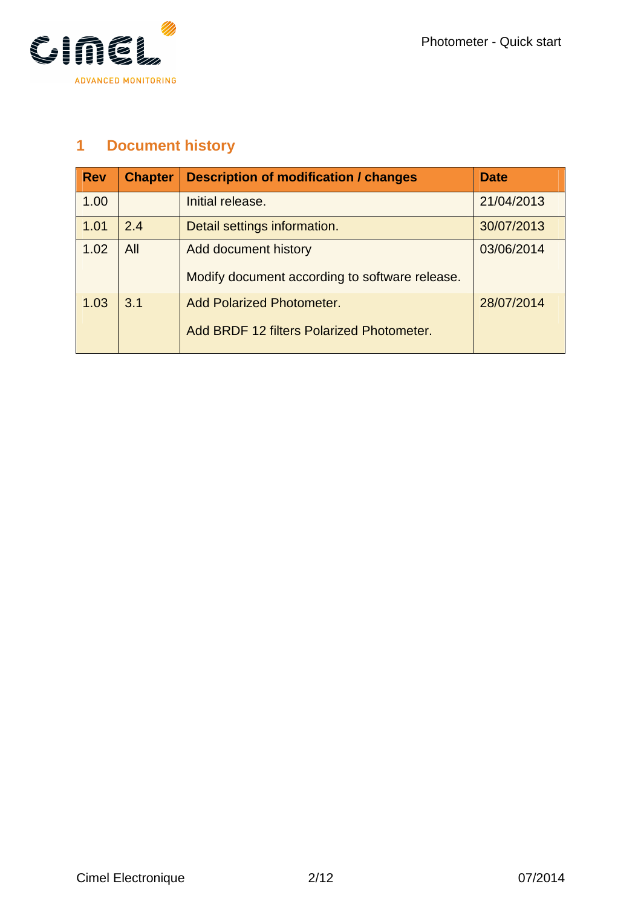# 1 Document history

| Rev | Chapter | Description of modification / changes | Date |
|---|---|---|---|
| 1.00 | | Initial release. | 21/04/2013 |
| 1.01 | 2.4 | Detail settings information. | 30/07/2013 |
| 1.02 | All | Add document history<br><br>Modify document according to software release. | 03/06/2014 |
| 1.03 | 3.1 | Add Polarized Photometer.<br><br>Add BRDF 12 filters Polarized Photometer. | 28/07/2014 |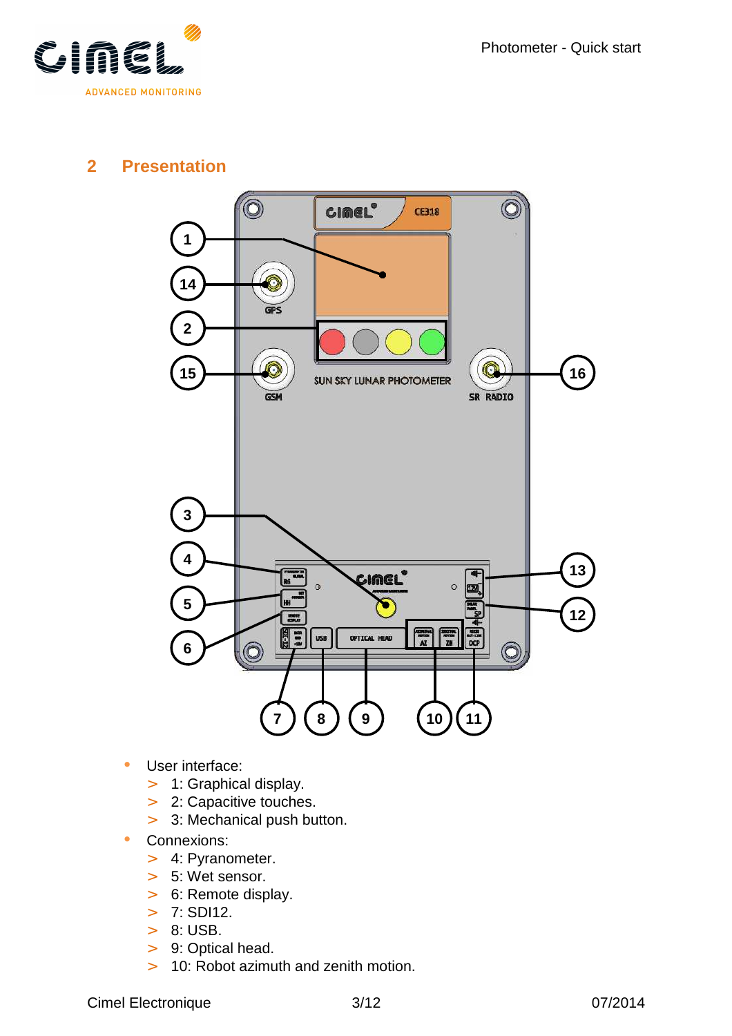## 2 Presentation

- User interface:
  - > 1: Graphical display.
  - > 2: Capacitive touches.
  - > 3: Mechanical push button.
- Connexions:
  - > 4: Pyranometer.
  - > 5: Wet sensor.
  - > 6: Remote display.
  - > 7: SDI12.
  - > 8: USB.
  - > 9: Optical head.
  - > 10: Robot azimuth and zenith motion.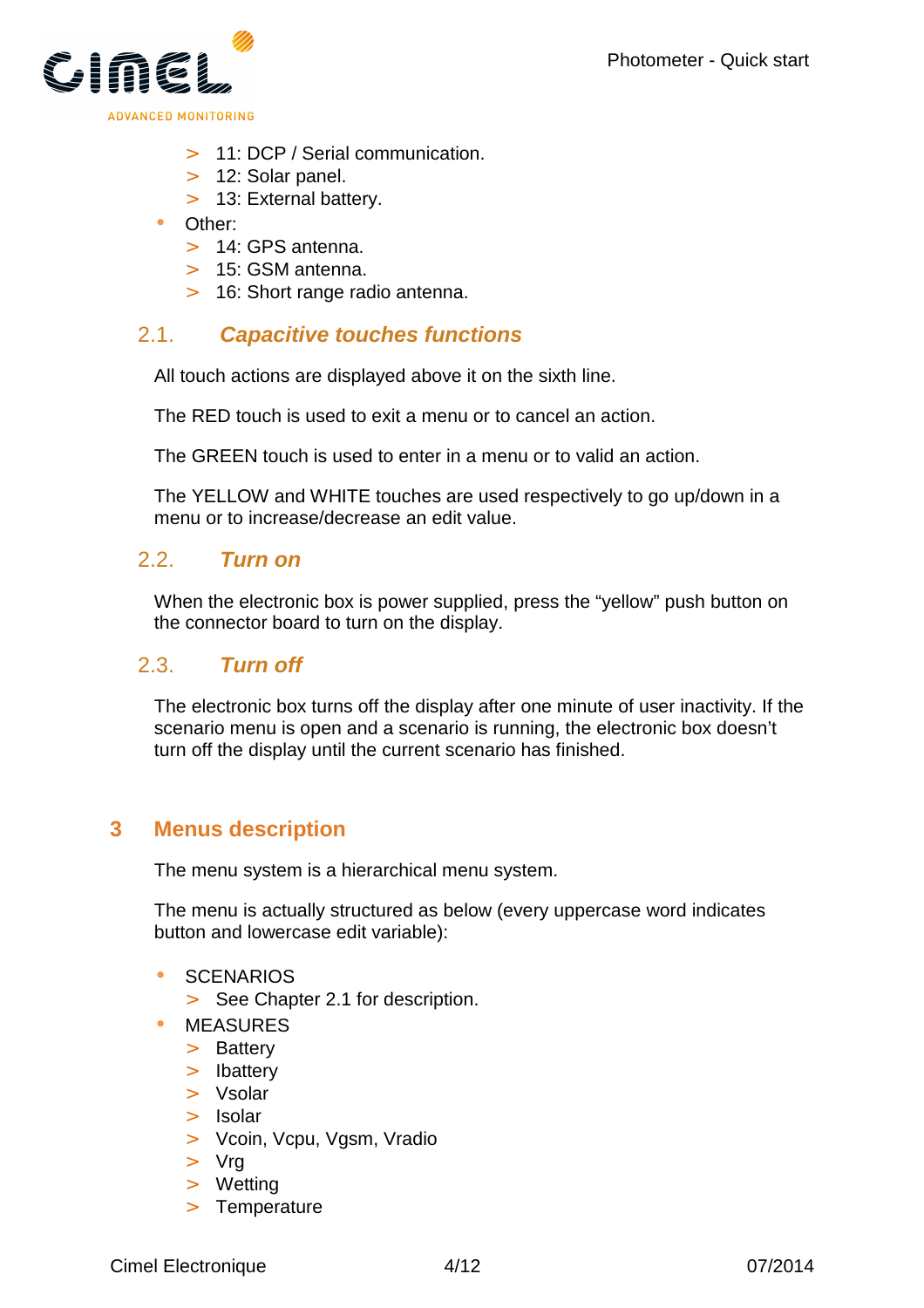- 11: DCP / Serial communication.
  - 12: Solar panel.
  - 13: External battery.
- Other:
  - 14: GPS antenna.
  - 15: GSM antenna.
  - 16: Short range radio antenna.

### 2.1. *Capacitive touches functions*

All touch actions are displayed above it on the sixth line.

The RED touch is used to exit a menu or to cancel an action.

The GREEN touch is used to enter in a menu or to valid an action.

The YELLOW and WHITE touches are used respectively to go up/down in a menu or to increase/decrease an edit value.

### 2.2. *Turn on*

When the electronic box is power supplied, press the “yellow” push button on the connector board to turn on the display.

### 2.3. *Turn off*

The electronic box turns off the display after one minute of user inactivity. If the scenario menu is open and a scenario is running, the electronic box doesn’t turn off the display until the current scenario has finished.

## 3 Menus description

The menu system is a hierarchical menu system.

The menu is actually structured as below (every uppercase word indicates button and lowercase edit variable):

- SCENARIOS
  - See Chapter 2.1 for description.
- MEASURES
  - Battery
  - Ibattery
  - Vsolar
  - Isolar
  - Vcoin, Vcpu, Vgsm, Vradio
  - Vrg
  - Wetting
  - Temperature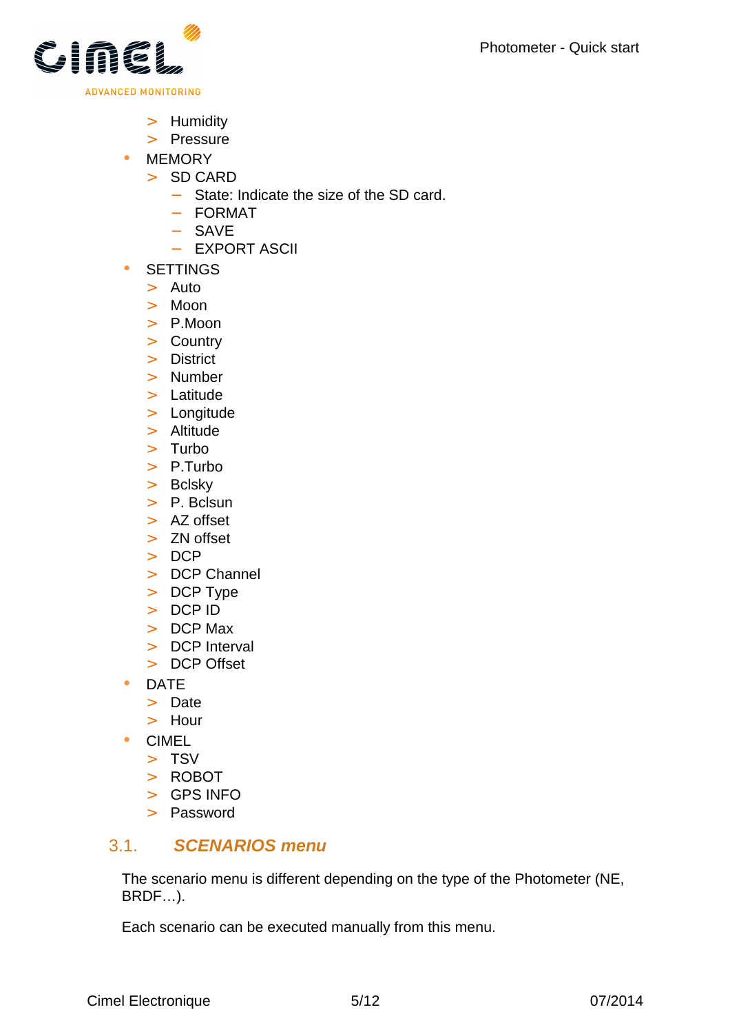- Humidity
  - Pressure
- MEMORY
  - SD CARD
    - State: Indicate the size of the SD card.
    - FORMAT
    - SAVE
    - EXPORT ASCII
- SETTINGS
  - Auto
  - Moon
  - P.Moon
  - Country
  - District
  - Number
  - Latitude
  - Longitude
  - Altitude
  - Turbo
  - P.Turbo
  - Bclsky
  - P. Bclsun
  - AZ offset
  - ZN offset
  - DCP
  - DCP Channel
  - DCP Type
  - DCP ID
  - DCP Max
  - DCP Interval
  - DCP Offset
- DATE
  - Date
  - Hour
- CIMEL
  - TSV
  - ROBOT
  - GPS INFO
  - Password

## 3.1. *SCENARIOS menu*

The scenario menu is different depending on the type of the Photometer (NE, BRDF…).

Each scenario can be executed manually from this menu.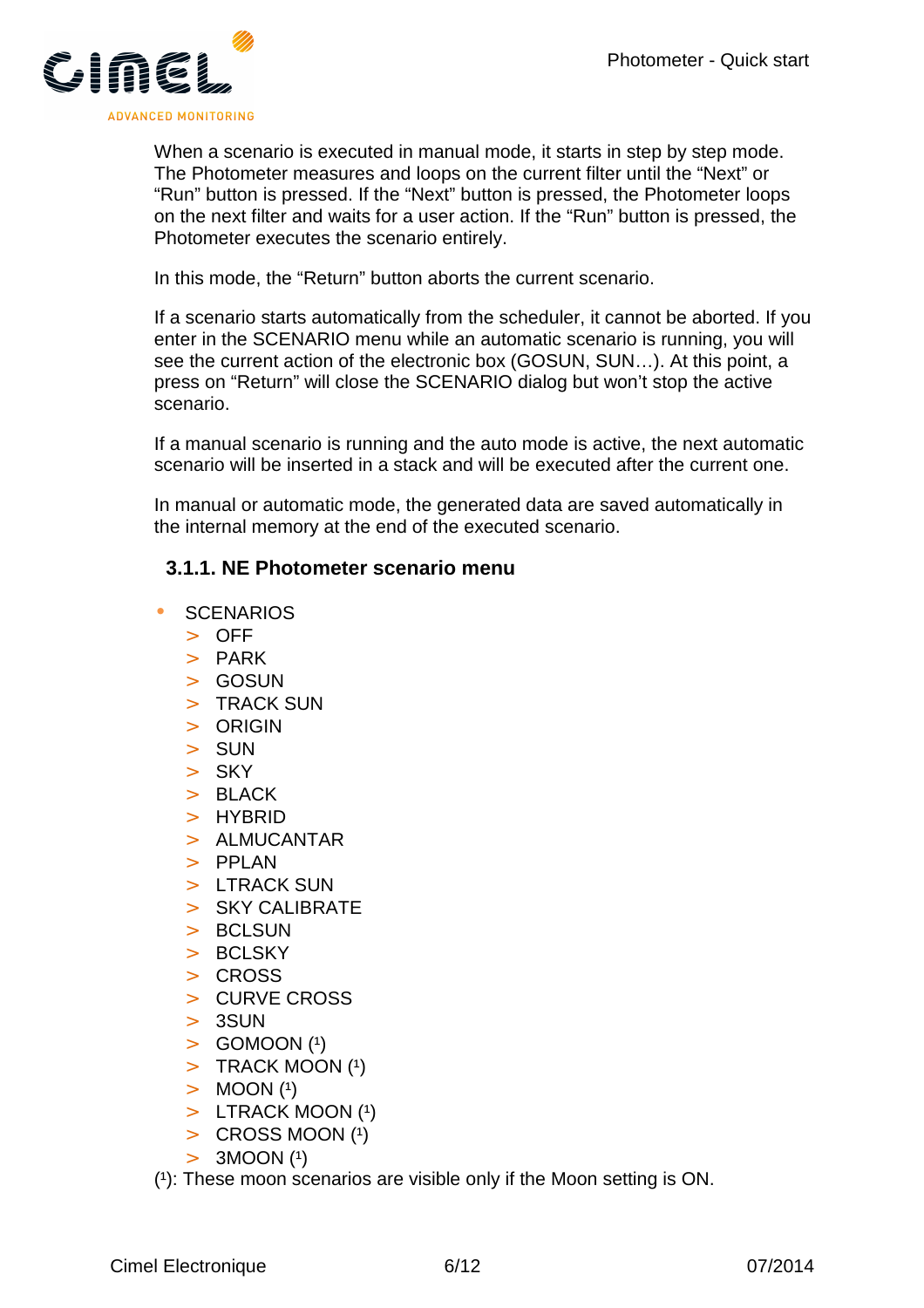When a scenario is executed in manual mode, it starts in step by step mode. The Photometer measures and loops on the current filter until the “Next” or “Run” button is pressed. If the “Next” button is pressed, the Photometer loops on the next filter and waits for a user action. If the “Run” button is pressed, the Photometer executes the scenario entirely.

In this mode, the “Return” button aborts the current scenario.

If a scenario starts automatically from the scheduler, it cannot be aborted. If you enter in the SCENARIO menu while an automatic scenario is running, you will see the current action of the electronic box (GOSUN, SUN…). At this point, a press on “Return” will close the SCENARIO dialog but won’t stop the active scenario.

If a manual scenario is running and the auto mode is active, the next automatic scenario will be inserted in a stack and will be executed after the current one.

In manual or automatic mode, the generated data are saved automatically in the internal memory at the end of the executed scenario.

### 3.1.1. NE Photometer scenario menu

- SCENARIOS
  - OFF
  - PARK
  - GOSUN
  - TRACK SUN
  - ORIGIN
  - SUN
  - SKY
  - BLACK
  - HYBRID
  - ALMUCANTAR
  - PPLAN
  - LTRACK SUN
  - SKY CALIBRATE
  - BCLSUN
  - BCLSKY
  - CROSS
  - CURVE CROSS
  - 3SUN
  - GOMOON (1)
  - TRACK MOON (1)
  - MOON (1)
  - LTRACK MOON (1)
  - CROSS MOON (1)
  - 3MOON (1)

(1): These moon scenarios are visible only if the Moon setting is ON.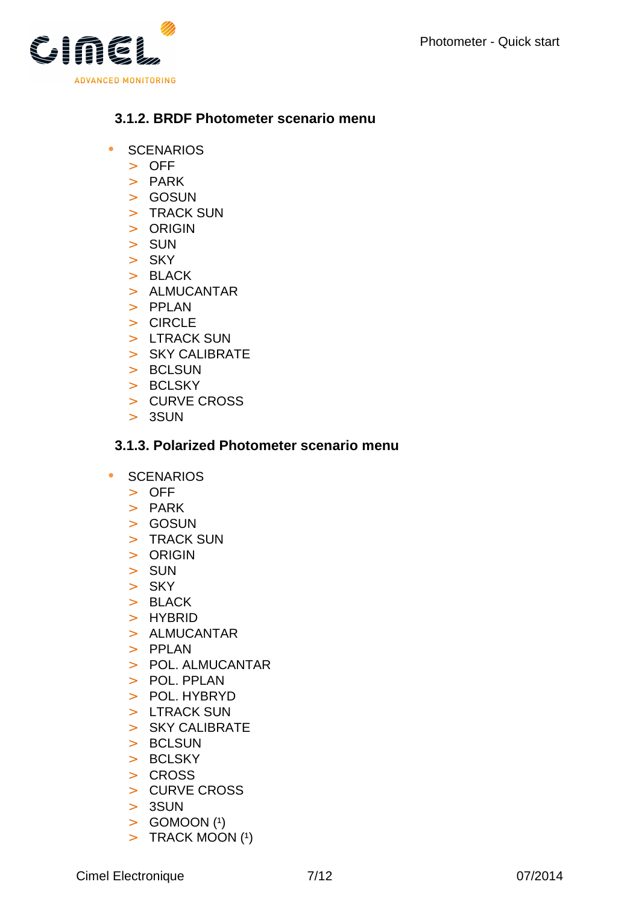### 3.1.2. BRDF Photometer scenario menu

- SCENARIOS
  - OFF
  - PARK
  - GOSUN
  - TRACK SUN
  - ORIGIN
  - SUN
  - SKY
  - BLACK
  - ALMUCANTAR
  - PPLAN
  - CIRCLE
  - LTRACK SUN
  - SKY CALIBRATE
  - BCLSUN
  - BCLSKY
  - CURVE CROSS
  - 3SUN

### 3.1.3. Polarized Photometer scenario menu

- SCENARIOS
  - OFF
  - PARK
  - GOSUN
  - TRACK SUN
  - ORIGIN
  - SUN
  - SKY
  - BLACK
  - HYBRID
  - ALMUCANTAR
  - PPLAN
  - POL. ALMUCANTAR
  - POL. PPLAN
  - POL. HYBRYD
  - LTRACK SUN
  - SKY CALIBRATE
  - BCLSUN
  - BCLSKY
  - CROSS
  - CURVE CROSS
  - 3SUN
  - GOMOON (1)
  - TRACK MOON (1)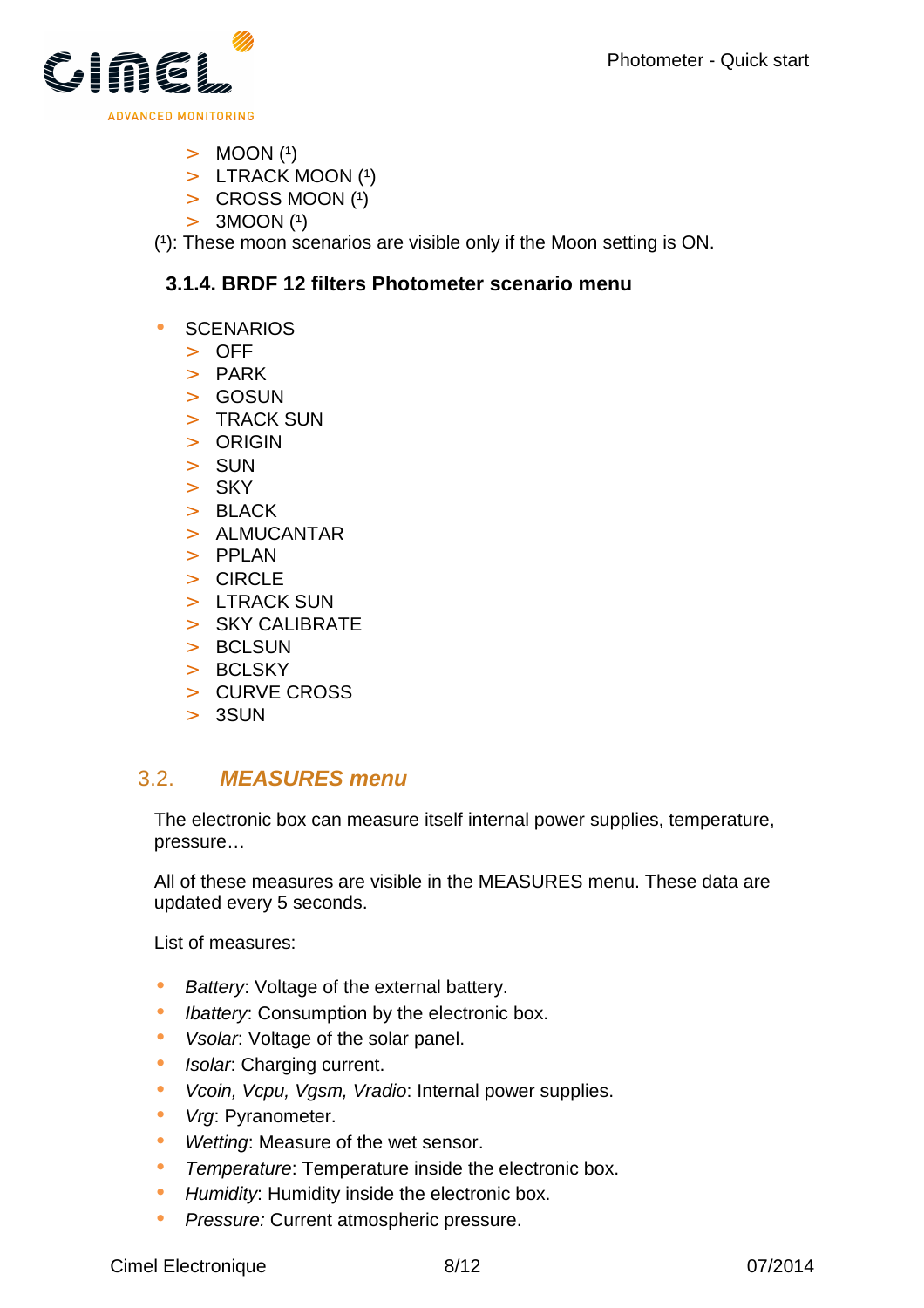- MOON [1]
- LTRACK MOON [1]
- CROSS MOON [1]
- 3MOON [1]

[1]: These moon scenarios are visible only if the Moon setting is ON.

### 3.1.4. BRDF 12 filters Photometer scenario menu

- SCENARIOS
  - OFF
  - PARK
  - GOSUN
  - TRACK SUN
  - ORIGIN
  - SUN
  - SKY
  - BLACK
  - ALMUCANTAR
  - PPLAN
  - CIRCLE
  - LTRACK SUN
  - SKY CALIBRATE
  - BCLSUN
  - BCLSKY
  - CURVE CROSS
  - 3SUN

## 3.2. *MEASURES menu*

The electronic box can measure itself internal power supplies, temperature, pressure…

All of these measures are visible in the MEASURES menu. These data are updated every 5 seconds.

List of measures:

- *Battery*: Voltage of the external battery.
- *Ibattery*: Consumption by the electronic box.
- *Vsolar*: Voltage of the solar panel.
- *Isolar*: Charging current.
- *Vcoin, Vcpu, Vgsm, Vradio*: Internal power supplies.
- *Vrg*: Pyranometer.
- *Wetting*: Measure of the wet sensor.
- *Temperature*: Temperature inside the electronic box.
- *Humidity*: Humidity inside the electronic box.
- *Pressure:* Current atmospheric pressure.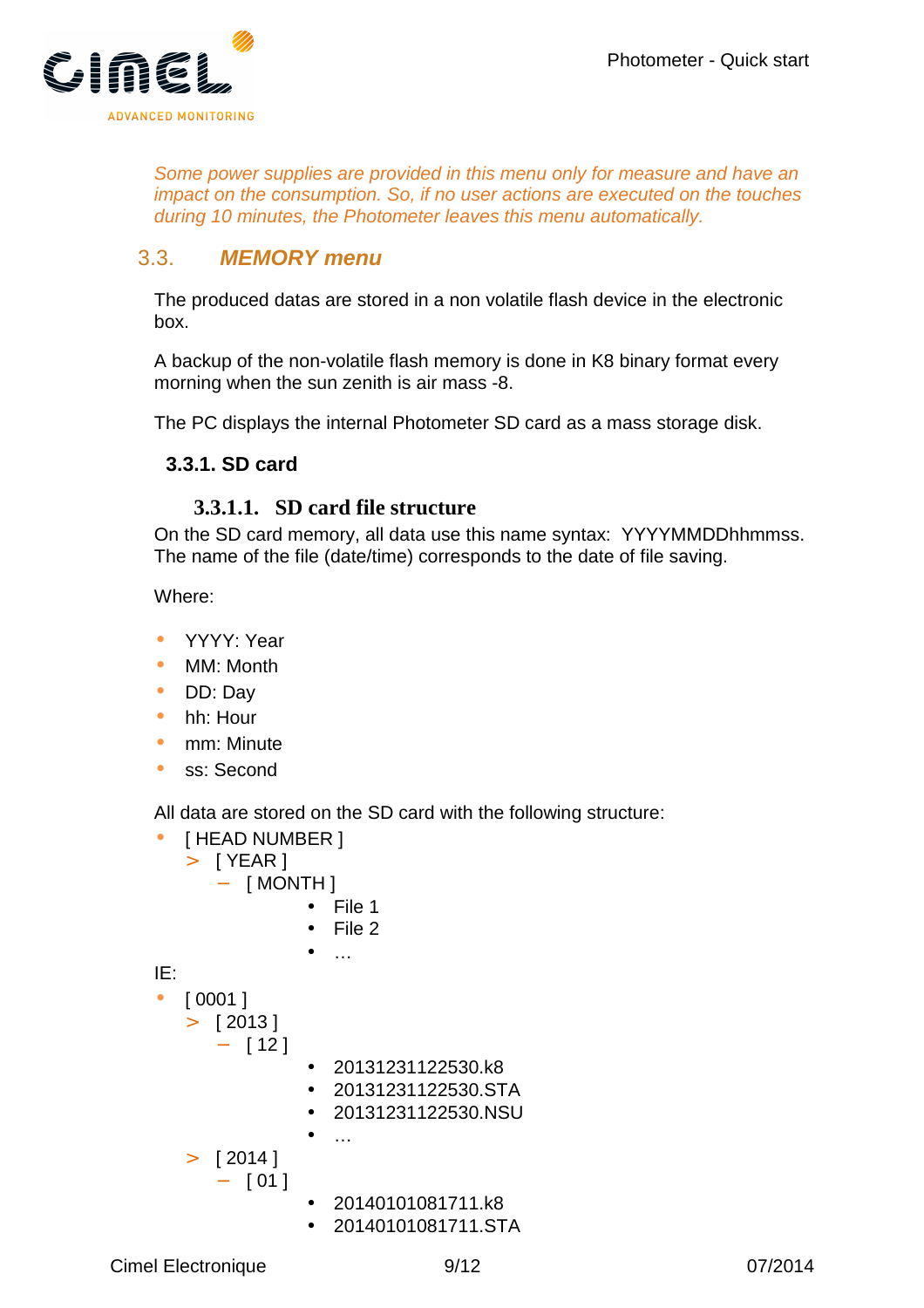*Some power supplies are provided in this menu only for measure and have an impact on the consumption. So, if no user actions are executed on the touches during 10 minutes, the Photometer leaves this menu automatically.*

## 3.3. MEMORY menu

The produced datas are stored in a non volatile flash device in the electronic box.

A backup of the non-volatile flash memory is done in K8 binary format every morning when the sun zenith is air mass -8.

The PC displays the internal Photometer SD card as a mass storage disk.

### 3.3.1. SD card

#### 3.3.1.1. SD card file structure

On the SD card memory, all data use this name syntax: YYYYMMDDhhmmss. The name of the file (date/time) corresponds to the date of file saving.

Where:

- YYYY: Year
- MM: Month
- DD: Day
- hh: Hour
- mm: Minute
- ss: Second

All data are stored on the SD card with the following structure:

- [ HEAD NUMBER ]
  - [ YEAR ]
    - [ MONTH ]
      - File 1
      - File 2
      - …

IE:

- [ 0001 ]
  - [ 2013 ]
    - [ 12 ]
      - 20131231122530.k8
      - 20131231122530.STA
      - 20131231122530.NSU
      - …
  - [ 2014 ]
    - [ 01 ]
      - 20140101081711.k8
      - 20140101081711.STA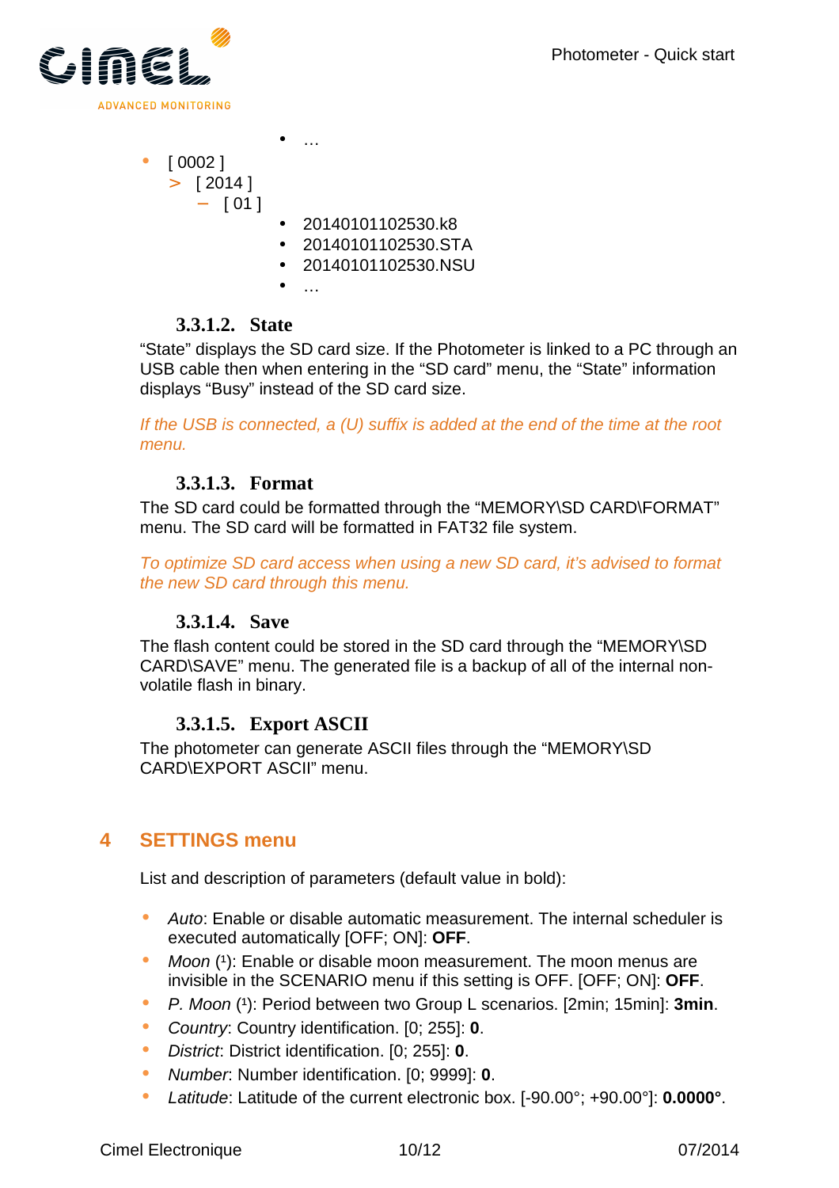- …
- [ 0002 ]
  - [ 2014 ]
    - [ 01 ]
      - 20140101102530.k8
      - 20140101102530.STA
      - 20140101102530.NSU
      - …

#### 3.3.1.2. State

"State" displays the SD card size. If the Photometer is linked to a PC through an USB cable then when entering in the "SD card" menu, the "State" information displays "Busy" instead of the SD card size.

*If the USB is connected, a (U) suffix is added at the end of the time at the root menu.*

#### 3.3.1.3. Format

The SD card could be formatted through the "MEMORY\SD CARD\FORMAT" menu. The SD card will be formatted in FAT32 file system.

*To optimize SD card access when using a new SD card, it's advised to format the new SD card through this menu.*

#### 3.3.1.4. Save

The flash content could be stored in the SD card through the "MEMORY\SD CARD\SAVE" menu. The generated file is a backup of all of the internal non-volatile flash in binary.

#### 3.3.1.5. Export ASCII

The photometer can generate ASCII files through the "MEMORY\SD CARD\EXPORT ASCII" menu.

# 4 SETTINGS menu

List and description of parameters (default value in bold):

- *Auto*: Enable or disable automatic measurement. The internal scheduler is executed automatically [OFF; ON]: **OFF**.
- *Moon* (1): Enable or disable moon measurement. The moon menus are invisible in the SCENARIO menu if this setting is OFF. [OFF; ON]: **OFF**.
- *P. Moon* (1): Period between two Group L scenarios. [2min; 15min]: **3min**.
- *Country*: Country identification. [0; 255]: **0**.
- *District*: District identification. [0; 255]: **0**.
- *Number*: Number identification. [0; 9999]: **0**.
- *Latitude*: Latitude of the current electronic box. [-90.00°; +90.00°]: **0.0000°**.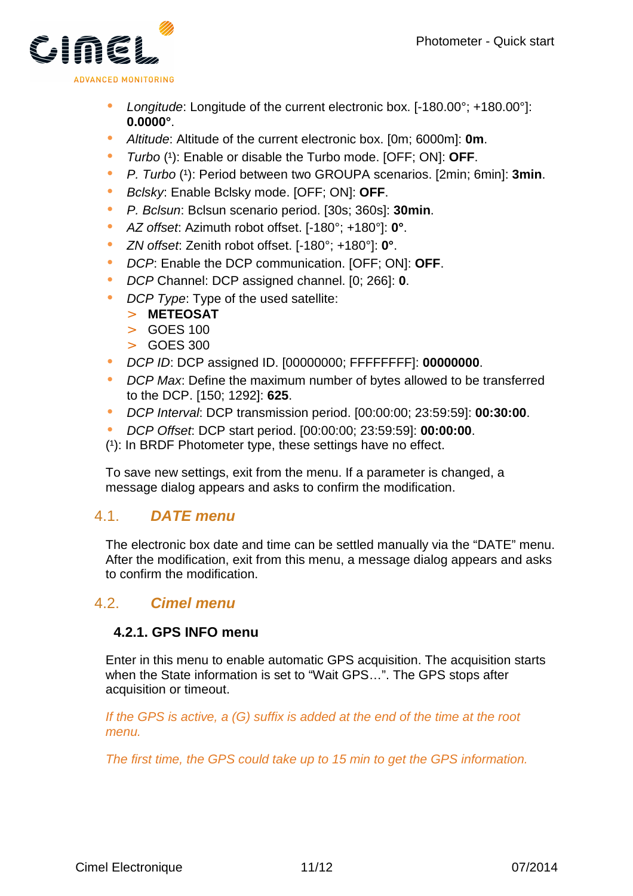- *Longitude*: Longitude of the current electronic box. [-180.00°; +180.00°]: **0.0000°**.
- *Altitude*: Altitude of the current electronic box. [0m; 6000m]: **0m**.
- *Turbo* (¹): Enable or disable the Turbo mode. [OFF; ON]: **OFF**.
- *P. Turbo* (¹): Period between two GROUPA scenarios. [2min; 6min]: **3min**.
- *Bclsky*: Enable Bclsky mode. [OFF; ON]: **OFF**.
- *P. Bclsun*: Bclsun scenario period. [30s; 360s]: **30min**.
- *AZ offset*: Azimuth robot offset. [-180°; +180°]: **0°**.
- *ZN offset*: Zenith robot offset. [-180°; +180°]: **0°**.
- *DCP*: Enable the DCP communication. [OFF; ON]: **OFF**.
- *DCP* Channel: DCP assigned channel. [0; 266]: **0**.
- *DCP Type*: Type of the used satellite:
  - **METEOSAT**
  - GOES 100
  - GOES 300
- *DCP ID*: DCP assigned ID. [00000000; FFFFFFFF]: **00000000**.
- *DCP Max*: Define the maximum number of bytes allowed to be transferred to the DCP. [150; 1292]: **625**.
- *DCP Interval*: DCP transmission period. [00:00:00; 23:59:59]: **00:30:00**.
- *DCP Offset*: DCP start period. [00:00:00; 23:59:59]: **00:00:00**.

(¹): In BRDF Photometer type, these settings have no effect.

To save new settings, exit from the menu. If a parameter is changed, a message dialog appears and asks to confirm the modification.

## 4.1. *DATE menu*

The electronic box date and time can be settled manually via the "DATE" menu. After the modification, exit from this menu, a message dialog appears and asks to confirm the modification.

## 4.2. *Cimel menu*

### 4.2.1. GPS INFO menu

Enter in this menu to enable automatic GPS acquisition. The acquisition starts when the State information is set to "Wait GPS…". The GPS stops after acquisition or timeout.

*If the GPS is active, a (G) suffix is added at the end of the time at the root menu.*

*The first time, the GPS could take up to 15 min to get the GPS information.*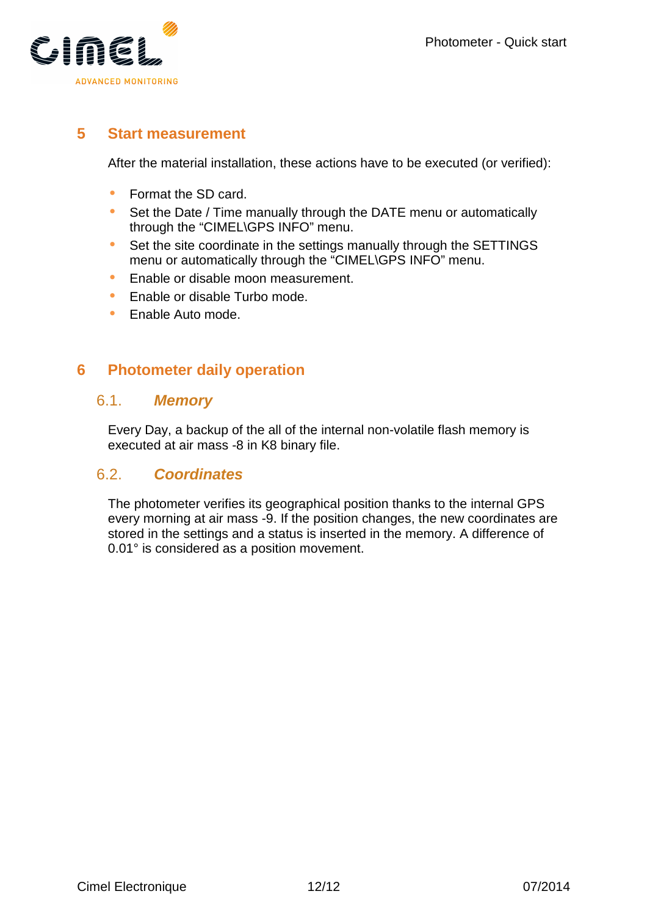# 5 Start measurement

After the material installation, these actions have to be executed (or verified):

- Format the SD card.
- Set the Date / Time manually through the DATE menu or automatically through the “CIMEL\GPS INFO” menu.
- Set the site coordinate in the settings manually through the SETTINGS menu or automatically through the “CIMEL\GPS INFO” menu.
- Enable or disable moon measurement.
- Enable or disable Turbo mode.
- Enable Auto mode.

# 6 Photometer daily operation

## 6.1. *Memory*

Every Day, a backup of the all of the internal non-volatile flash memory is executed at air mass -8 in K8 binary file.

## 6.2. *Coordinates*

The photometer verifies its geographical position thanks to the internal GPS every morning at air mass -9. If the position changes, the new coordinates are stored in the settings and a status is inserted in the memory. A difference of 0.01° is considered as a position movement.